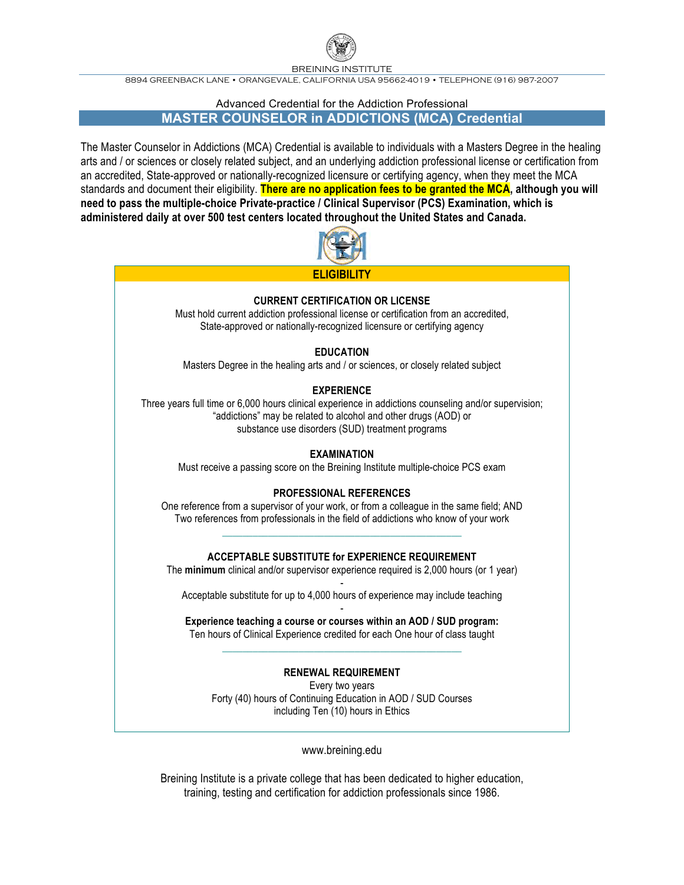BREINING INSTITUTE

8894 GREENBACK LANE • ORANGEVALE, CALIFORNIA USA 95662-4019 • TELEPHONE (916) 987-2007

Advanced Credential for the Addiction Professional

# MASTER COUNSELOR in ADDICTIONS (MCA) Credential

The Master Counselor in Addictions (MCA) Credential is available to individuals with a Masters Degree in the healing arts and / or sciences or closely related subject, and an underlying addiction professional license or certification from an accredited, State-approved or nationally-recognized licensure or certifying agency, when they meet the MCA standards and document their eligibility. **There are no application fees to be granted the MCA, although you will need to pass the multiple-choice Private-practice / Clinical Supervisor (PCS) Examination, which is administered daily at over 500 test centers located throughout the United States and Canada.**

## ELIGIBILITY

### CURRENT CERTIFICATION OR LICENSE

Must hold current addiction professional license or certification from an accredited, State-approved or nationally-recognized licensure or certifying agency

### EDUCATION

Masters Degree in the healing arts and / or sciences, or closely related subject

### EXPERIENCE

Three years full time or 6,000 hours clinical experience in addictions counseling and/or supervision; "addictions" may be related to alcohol and other drugs (AOD) or substance use disorders (SUD) treatment programs

### EXAMINATION

Must receive a passing score on the Breining Institute multiple-choice PCS exam

### PROFESSIONAL REFERENCES

One reference from a supervisor of your work, or from a colleague in the same field; AND
Two references from professionals in the field of addictions who know of your work

---

### ACCEPTABLE SUBSTITUTE for EXPERIENCE REQUIREMENT

The **minimum** clinical and/or supervisor experience required is 2,000 hours (or 1 year)

-

Acceptable substitute for up to 4,000 hours of experience may include teaching

-

**Experience teaching a course or courses within an AOD / SUD program:**
Ten hours of Clinical Experience credited for each One hour of class taught

---

### RENEWAL REQUIREMENT

Every two years
Forty (40) hours of Continuing Education in AOD / SUD Courses
including Ten (10) hours in Ethics

www.breining.edu

Breining Institute is a private college that has been dedicated to higher education, training, testing and certification for addiction professionals since 1986.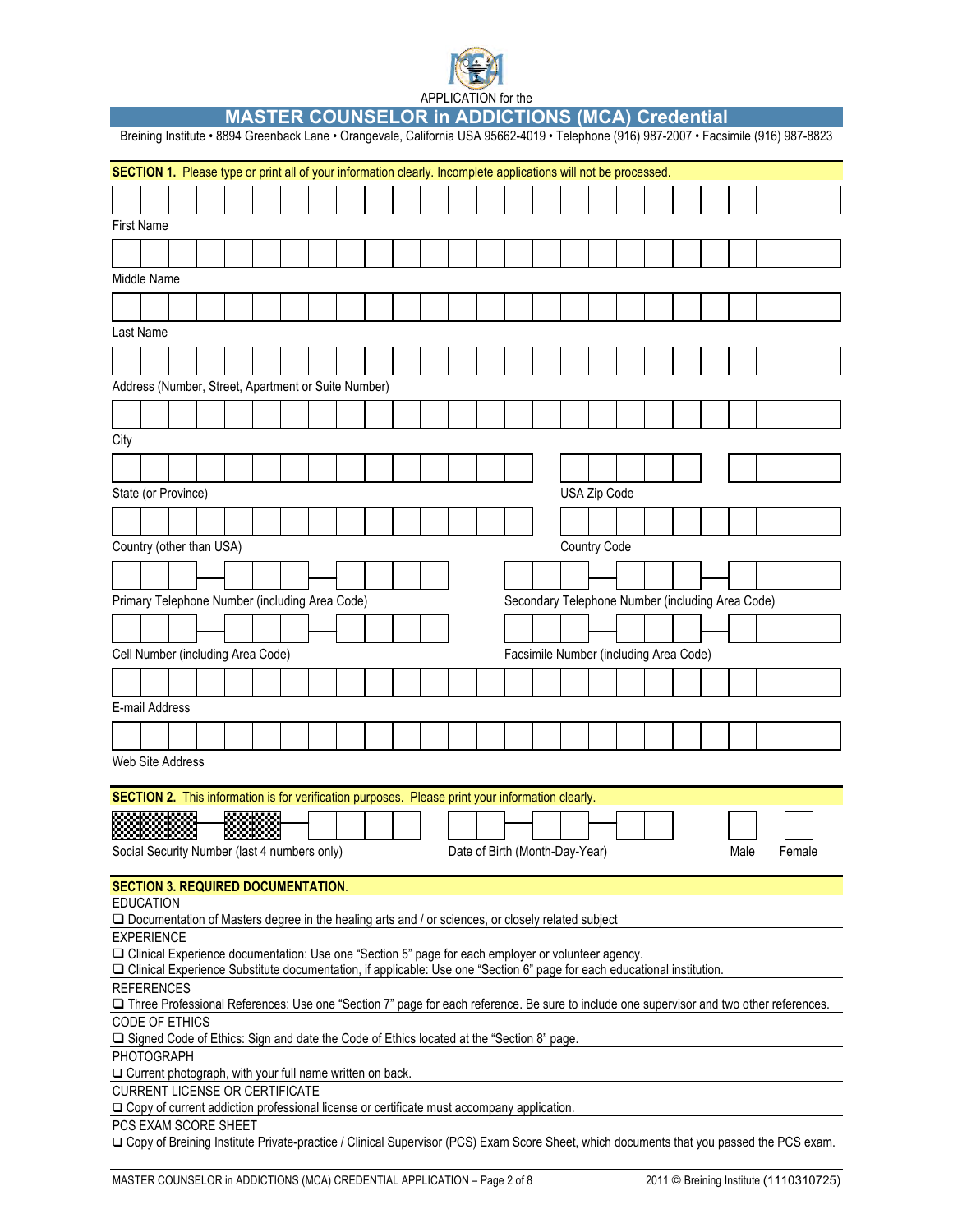APPLICATION for the

# MASTER COUNSELOR in ADDICTIONS (MCA) Credential

Breining Institute • 8894 Greenback Lane • Orangevale, California USA 95662-4019 • Telephone (916) 987-2007 • Facsimile (916) 987-8823

**SECTION 1.** Please type or print all of your information clearly. Incomplete applications will not be processed.

First Name

Middle Name

Last Name

Address (Number, Street, Apartment or Suite Number)

City

State (or Province) — USA Zip Code

Country (other than USA) — Country Code

Primary Telephone Number (including Area Code) — Secondary Telephone Number (including Area Code)

Cell Number (including Area Code) — Facsimile Number (including Area Code)

E-mail Address

Web Site Address

**SECTION 2.** This information is for verification purposes. Please print your information clearly.

Social Security Number (last 4 numbers only) — Date of Birth (Month-Day-Year) — Male — Female

**SECTION 3. REQUIRED DOCUMENTATION**.

EDUCATION

❑ Documentation of Masters degree in the healing arts and / or sciences, or closely related subject

EXPERIENCE

❑ Clinical Experience documentation: Use one "Section 5" page for each employer or volunteer agency.

❑ Clinical Experience Substitute documentation, if applicable: Use one "Section 6" page for each educational institution.

REFERENCES

❑ Three Professional References: Use one "Section 7" page for each reference. Be sure to include one supervisor and two other references.

CODE OF ETHICS

❑ Signed Code of Ethics: Sign and date the Code of Ethics located at the "Section 8" page.

PHOTOGRAPH

❑ Current photograph, with your full name written on back.

CURRENT LICENSE OR CERTIFICATE

❑ Copy of current addiction professional license or certificate must accompany application.

PCS EXAM SCORE SHEET

❑ Copy of Breining Institute Private-practice / Clinical Supervisor (PCS) Exam Score Sheet, which documents that you passed the PCS exam.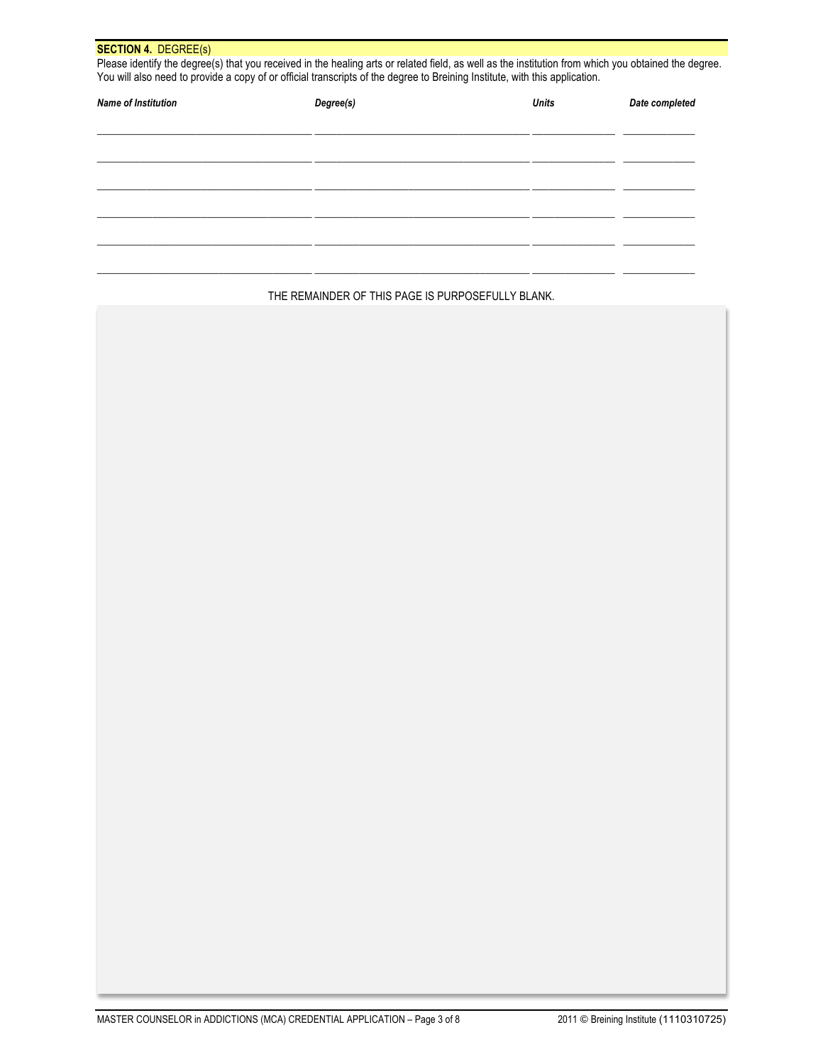## SECTION 4. DEGREE(s)

Please identify the degree(s) that you received in the healing arts or related field, as well as the institution from which you obtained the degree. You will also need to provide a copy of or official transcripts of the degree to Breining Institute, with this application.

| *Name of Institution* | *Degree(s)* | *Units* | *Date completed* |
|---|---|---|---|
| | | | |
| | | | |
| | | | |
| | | | |
| | | | |
| | | | |

THE REMAINDER OF THIS PAGE IS PURPOSEFULLY BLANK.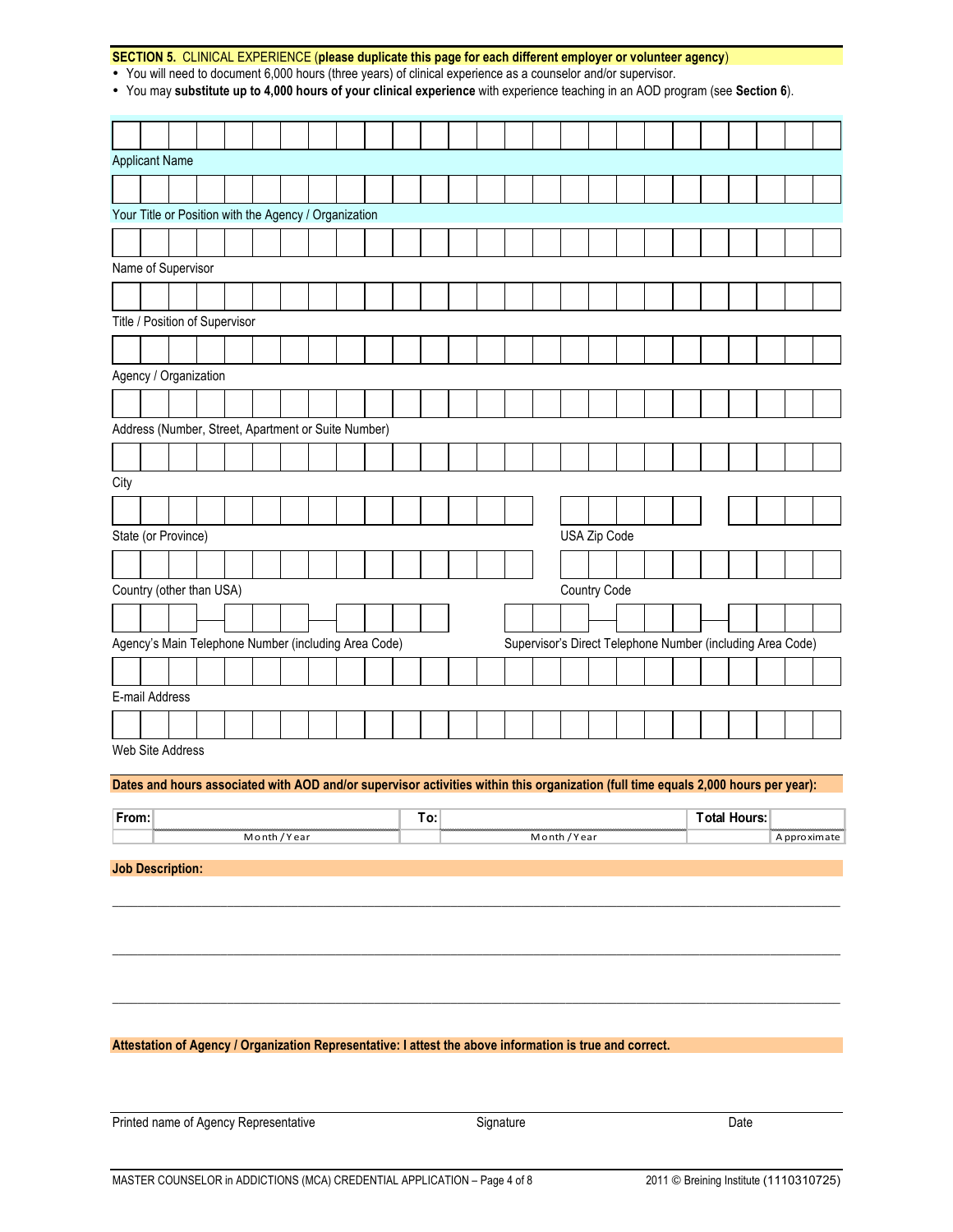**SECTION 5.** CLINICAL EXPERIENCE (**please duplicate this page for each different employer or volunteer agency**)

- You will need to document 6,000 hours (three years) of clinical experience as a counselor and/or supervisor.
- You may **substitute up to 4,000 hours of your clinical experience** with experience teaching in an AOD program (see **Section 6**).

Applicant Name

Your Title or Position with the Agency / Organization

Name of Supervisor

Title / Position of Supervisor

Agency / Organization

Address (Number, Street, Apartment or Suite Number)

City

State (or Province) | USA Zip Code

Country (other than USA) | Country Code

Agency's Main Telephone Number (including Area Code) | Supervisor's Direct Telephone Number (including Area Code)

E-mail Address

Web Site Address

**Dates and hours associated with AOD and/or supervisor activities within this organization (full time equals 2,000 hours per year):**

| From: | | To: | | Total Hours: | |
|---|---|---|---|---|---|
| | Month / Year | | Month / Year | | Approximate |

**Job Description:**

\_\_\_\_\_\_\_\_\_\_\_\_\_\_\_\_\_\_\_\_\_\_\_\_\_\_\_\_\_\_\_\_\_\_\_\_\_\_\_\_\_\_\_\_\_\_\_\_\_\_\_\_\_\_\_\_\_\_\_\_\_\_\_\_\_\_\_\_\_\_\_\_

\_\_\_\_\_\_\_\_\_\_\_\_\_\_\_\_\_\_\_\_\_\_\_\_\_\_\_\_\_\_\_\_\_\_\_\_\_\_\_\_\_\_\_\_\_\_\_\_\_\_\_\_\_\_\_\_\_\_\_\_\_\_\_\_\_\_\_\_\_\_\_\_

\_\_\_\_\_\_\_\_\_\_\_\_\_\_\_\_\_\_\_\_\_\_\_\_\_\_\_\_\_\_\_\_\_\_\_\_\_\_\_\_\_\_\_\_\_\_\_\_\_\_\_\_\_\_\_\_\_\_\_\_\_\_\_\_\_\_\_\_\_\_\_\_

**Attestation of Agency / Organization Representative: I attest the above information is true and correct.**

Printed name of Agency Representative | Signature | Date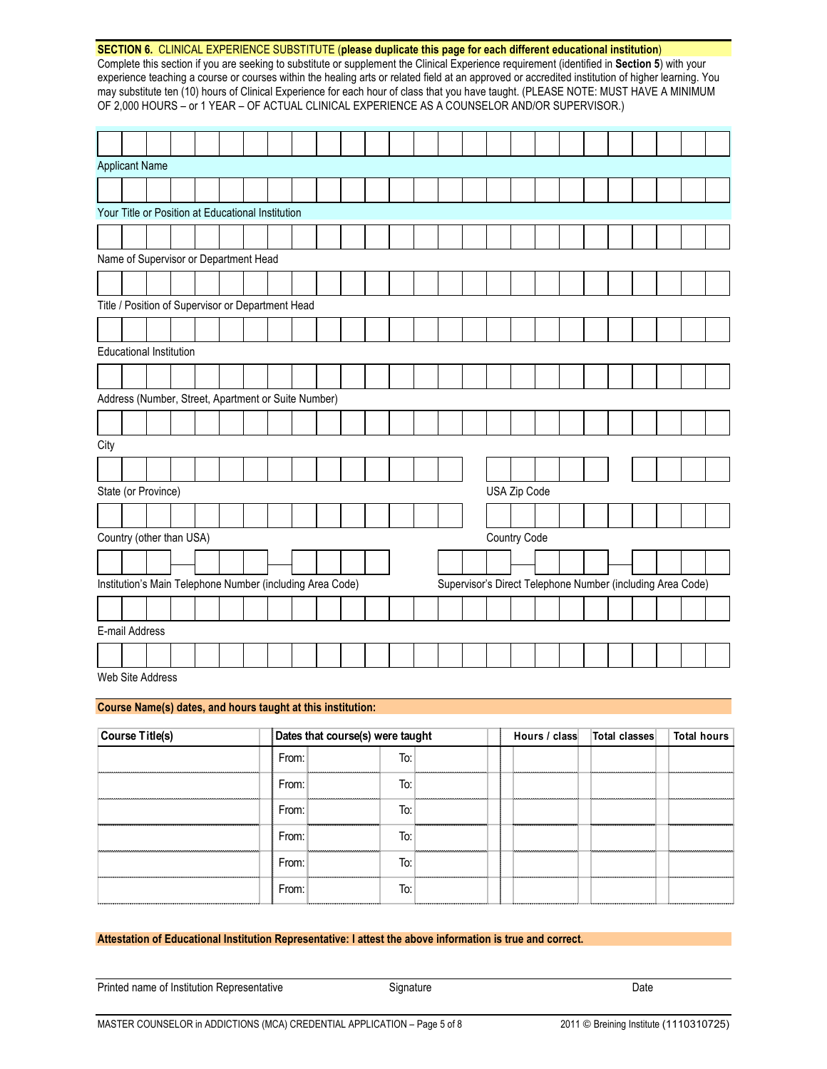**SECTION 6.** CLINICAL EXPERIENCE SUBSTITUTE (**please duplicate this page for each different educational institution**)

Complete this section if you are seeking to substitute or supplement the Clinical Experience requirement (identified in **Section 5**) with your experience teaching a course or courses within the healing arts or related field at an approved or accredited institution of higher learning. You may substitute ten (10) hours of Clinical Experience for each hour of class that you have taught. (PLEASE NOTE: MUST HAVE A MINIMUM OF 2,000 HOURS – or 1 YEAR – OF ACTUAL CLINICAL EXPERIENCE AS A COUNSELOR AND/OR SUPERVISOR.)

Applicant Name

Your Title or Position at Educational Institution

Name of Supervisor or Department Head

Title / Position of Supervisor or Department Head

Educational Institution

Address (Number, Street, Apartment or Suite Number)

City

State (or Province)

USA Zip Code

Country (other than USA)

Country Code

Institution's Main Telephone Number (including Area Code)

Supervisor's Direct Telephone Number (including Area Code)

E-mail Address

Web Site Address

**Course Name(s) dates, and hours taught at this institution:**

| Course Title(s) | Dates that course(s) were taught | | | | Hours / class | Total classes | Total hours |
|---|---|---|---|---|---|---|---|
| | From: | | To: | | | | |
| | From: | | To: | | | | |
| | From: | | To: | | | | |
| | From: | | To: | | | | |
| | From: | | To: | | | | |
| | From: | | To: | | | | |

**Attestation of Educational Institution Representative: I attest the above information is true and correct.**

Printed name of Institution Representative | Signature | Date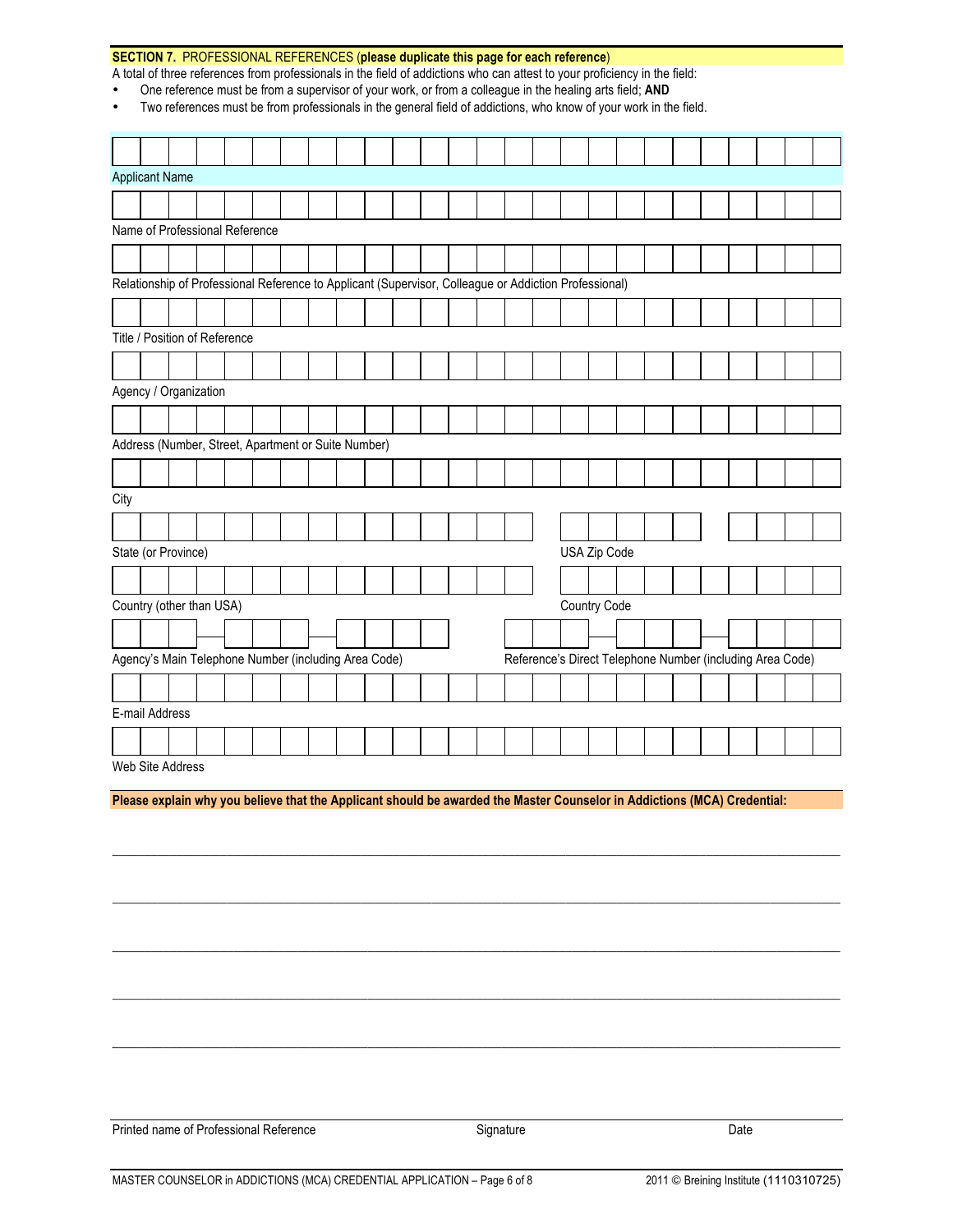**SECTION 7.** PROFESSIONAL REFERENCES (**please duplicate this page for each reference**)

A total of three references from professionals in the field of addictions who can attest to your proficiency in the field:

- One reference must be from a supervisor of your work, or from a colleague in the healing arts field; **AND**
- Two references must be from professionals in the general field of addictions, who know of your work in the field.

Applicant Name

Name of Professional Reference

Relationship of Professional Reference to Applicant (Supervisor, Colleague or Addiction Professional)

Title / Position of Reference

Agency / Organization

Address (Number, Street, Apartment or Suite Number)

City

State (or Province) USA Zip Code

Country (other than USA) Country Code

Agency's Main Telephone Number (including Area Code) Reference's Direct Telephone Number (including Area Code)

E-mail Address

Web Site Address

**Please explain why you believe that the Applicant should be awarded the Master Counselor in Addictions (MCA) Credential:**

\_\_\_\_\_\_\_\_\_\_\_\_\_\_\_\_\_\_\_\_\_\_\_\_\_\_\_\_\_\_\_\_\_\_\_\_\_\_\_\_\_\_\_\_\_\_\_\_\_\_\_\_\_\_\_\_\_\_\_\_\_\_\_\_\_\_\_\_\_\_\_\_\_\_\_\_

\_\_\_\_\_\_\_\_\_\_\_\_\_\_\_\_\_\_\_\_\_\_\_\_\_\_\_\_\_\_\_\_\_\_\_\_\_\_\_\_\_\_\_\_\_\_\_\_\_\_\_\_\_\_\_\_\_\_\_\_\_\_\_\_\_\_\_\_\_\_\_\_\_\_\_\_

\_\_\_\_\_\_\_\_\_\_\_\_\_\_\_\_\_\_\_\_\_\_\_\_\_\_\_\_\_\_\_\_\_\_\_\_\_\_\_\_\_\_\_\_\_\_\_\_\_\_\_\_\_\_\_\_\_\_\_\_\_\_\_\_\_\_\_\_\_\_\_\_\_\_\_\_

\_\_\_\_\_\_\_\_\_\_\_\_\_\_\_\_\_\_\_\_\_\_\_\_\_\_\_\_\_\_\_\_\_\_\_\_\_\_\_\_\_\_\_\_\_\_\_\_\_\_\_\_\_\_\_\_\_\_\_\_\_\_\_\_\_\_\_\_\_\_\_\_\_\_\_\_

\_\_\_\_\_\_\_\_\_\_\_\_\_\_\_\_\_\_\_\_\_\_\_\_\_\_\_\_\_\_\_\_\_\_\_\_\_\_\_\_\_\_\_\_\_\_\_\_\_\_\_\_\_\_\_\_\_\_\_\_\_\_\_\_\_\_\_\_\_\_\_\_\_\_\_\_

Printed name of Professional Reference Signature Date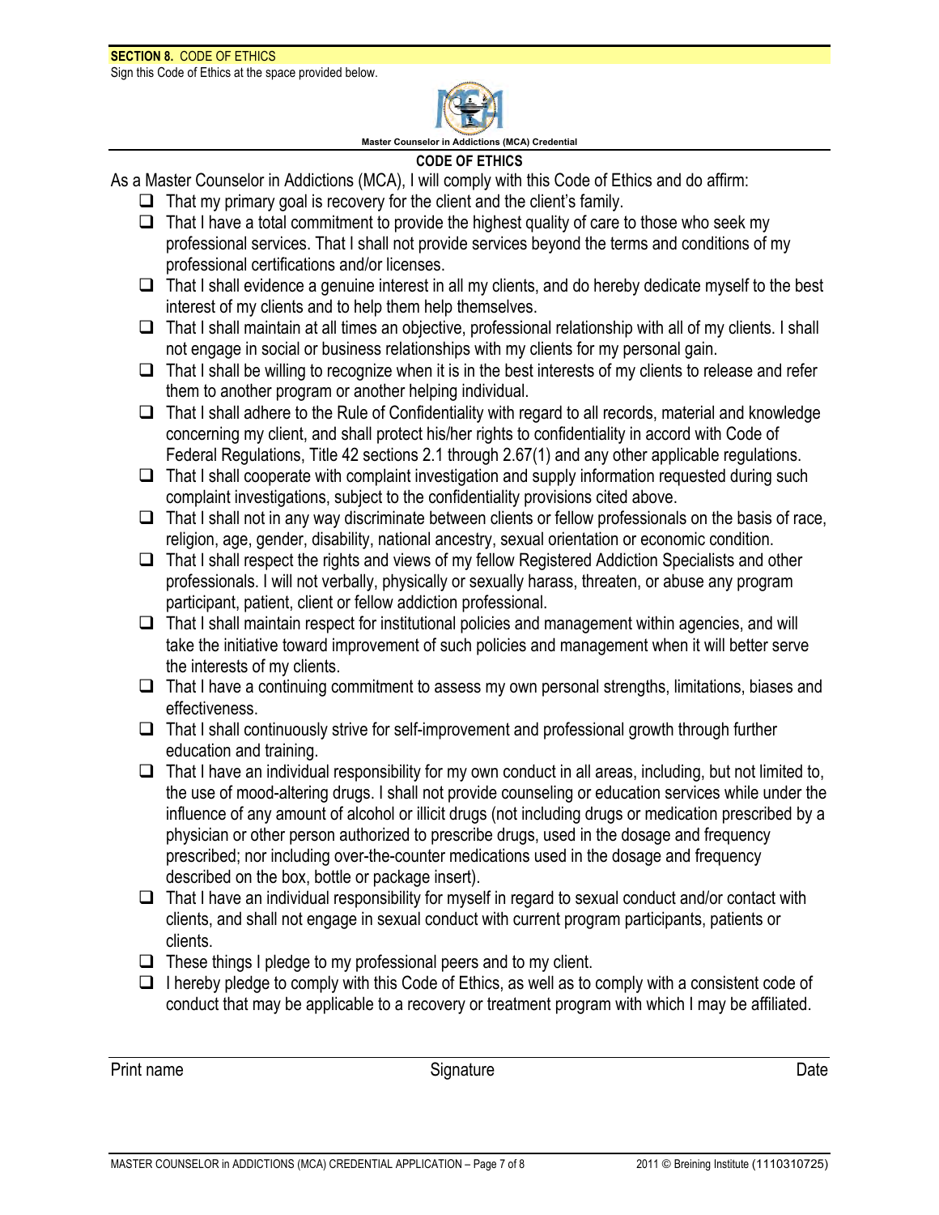**SECTION 8.** CODE OF ETHICS

Sign this Code of Ethics at the space provided below.

**Master Counselor in Addictions (MCA) Credential**

## CODE OF ETHICS

As a Master Counselor in Addictions (MCA), I will comply with this Code of Ethics and do affirm:

- ☐ That my primary goal is recovery for the client and the client's family.
- ☐ That I have a total commitment to provide the highest quality of care to those who seek my professional services. That I shall not provide services beyond the terms and conditions of my professional certifications and/or licenses.
- ☐ That I shall evidence a genuine interest in all my clients, and do hereby dedicate myself to the best interest of my clients and to help them help themselves.
- ☐ That I shall maintain at all times an objective, professional relationship with all of my clients. I shall not engage in social or business relationships with my clients for my personal gain.
- ☐ That I shall be willing to recognize when it is in the best interests of my clients to release and refer them to another program or another helping individual.
- ☐ That I shall adhere to the Rule of Confidentiality with regard to all records, material and knowledge concerning my client, and shall protect his/her rights to confidentiality in accord with Code of Federal Regulations, Title 42 sections 2.1 through 2.67(1) and any other applicable regulations.
- ☐ That I shall cooperate with complaint investigation and supply information requested during such complaint investigations, subject to the confidentiality provisions cited above.
- ☐ That I shall not in any way discriminate between clients or fellow professionals on the basis of race, religion, age, gender, disability, national ancestry, sexual orientation or economic condition.
- ☐ That I shall respect the rights and views of my fellow Registered Addiction Specialists and other professionals. I will not verbally, physically or sexually harass, threaten, or abuse any program participant, patient, client or fellow addiction professional.
- ☐ That I shall maintain respect for institutional policies and management within agencies, and will take the initiative toward improvement of such policies and management when it will better serve the interests of my clients.
- ☐ That I have a continuing commitment to assess my own personal strengths, limitations, biases and effectiveness.
- ☐ That I shall continuously strive for self-improvement and professional growth through further education and training.
- ☐ That I have an individual responsibility for my own conduct in all areas, including, but not limited to, the use of mood-altering drugs. I shall not provide counseling or education services while under the influence of any amount of alcohol or illicit drugs (not including drugs or medication prescribed by a physician or other person authorized to prescribe drugs, used in the dosage and frequency prescribed; nor including over-the-counter medications used in the dosage and frequency described on the box, bottle or package insert).
- ☐ That I have an individual responsibility for myself in regard to sexual conduct and/or contact with clients, and shall not engage in sexual conduct with current program participants, patients or clients.
- ☐ These things I pledge to my professional peers and to my client.
- ☐ I hereby pledge to comply with this Code of Ethics, as well as to comply with a consistent code of conduct that may be applicable to a recovery or treatment program with which I may be affiliated.

Print name &nbsp;&nbsp;&nbsp;&nbsp;&nbsp;&nbsp;&nbsp;&nbsp;&nbsp;&nbsp;&nbsp;&nbsp;&nbsp;&nbsp;&nbsp;&nbsp;&nbsp;&nbsp;&nbsp;&nbsp;&nbsp;&nbsp;&nbsp;&nbsp;&nbsp;&nbsp;&nbsp;&nbsp;&nbsp;&nbsp;&nbsp;&nbsp;&nbsp;&nbsp;&nbsp; Signature &nbsp;&nbsp;&nbsp;&nbsp;&nbsp;&nbsp;&nbsp;&nbsp;&nbsp;&nbsp;&nbsp;&nbsp;&nbsp;&nbsp;&nbsp;&nbsp;&nbsp;&nbsp;&nbsp;&nbsp;&nbsp;&nbsp;&nbsp;&nbsp;&nbsp;&nbsp;&nbsp;&nbsp;&nbsp;&nbsp;&nbsp;&nbsp;&nbsp;&nbsp;&nbsp; Date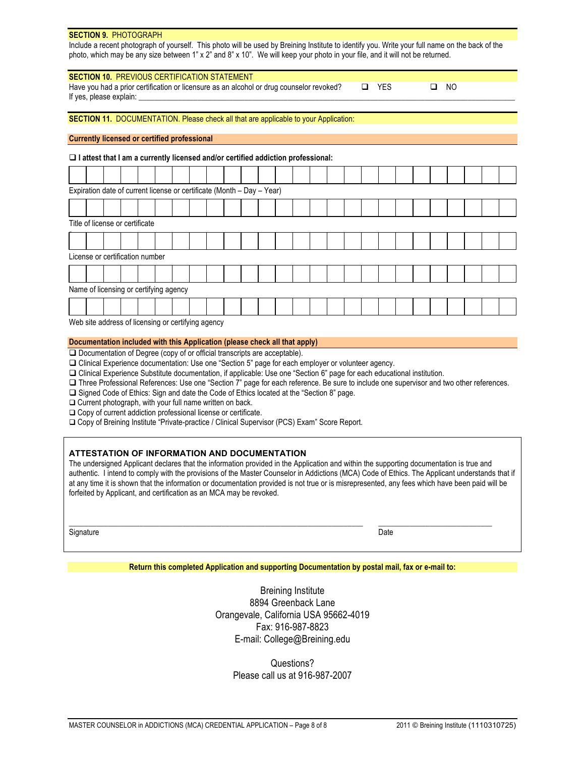**SECTION 9.** PHOTOGRAPH

Include a recent photograph of yourself. This photo will be used by Breining Institute to identify you. Write your full name on the back of the photo, which may be any size between 1" x 2" and 8" x 10". We will keep your photo in your file, and it will not be returned.

**SECTION 10.** PREVIOUS CERTIFICATION STATEMENT

Have you had a prior certification or licensure as an alcohol or drug counselor revoked? ❑ YES ❑ NO

If yes, please explain: \_\_\_\_\_\_\_\_\_\_\_\_\_\_\_\_\_\_\_\_\_\_\_\_\_\_\_\_\_\_\_\_\_\_\_\_\_\_\_\_\_\_\_\_\_\_\_\_\_\_\_\_\_\_\_\_\_\_\_\_\_\_\_\_\_\_\_\_\_\_

**SECTION 11.** DOCUMENTATION. Please check all that are applicable to your Application:

**Currently licensed or certified professional**

❑ **I attest that I am a currently licensed and/or certified addiction professional:**

Expiration date of current license or certificate (Month – Day – Year)

Title of license or certificate

License or certification number

Name of licensing or certifying agency

Web site address of licensing or certifying agency

**Documentation included with this Application (please check all that apply)**

- ❑ Documentation of Degree (copy of or official transcripts are acceptable).
- ❑ Clinical Experience documentation: Use one "Section 5" page for each employer or volunteer agency.
- ❑ Clinical Experience Substitute documentation, if applicable: Use one "Section 6" page for each educational institution.
- ❑ Three Professional References: Use one "Section 7" page for each reference. Be sure to include one supervisor and two other references.
- ❑ Signed Code of Ethics: Sign and date the Code of Ethics located at the "Section 8" page.
- ❑ Current photograph, with your full name written on back.
- ❑ Copy of current addiction professional license or certificate.
- ❑ Copy of Breining Institute "Private-practice / Clinical Supervisor (PCS) Exam" Score Report.

**ATTESTATION OF INFORMATION AND DOCUMENTATION**

The undersigned Applicant declares that the information provided in the Application and within the supporting documentation is true and authentic. I intend to comply with the provisions of the Master Counselor in Addictions (MCA) Code of Ethics. The Applicant understands that if at any time it is shown that the information or documentation provided is not true or is misrepresented, any fees which have been paid will be forfeited by Applicant, and certification as an MCA may be revoked.

\_\_\_\_\_\_\_\_\_\_\_\_\_\_\_\_\_\_\_\_\_\_\_\_\_\_\_\_\_\_\_\_\_\_\_\_\_\_\_\_ \_\_\_\_\_\_\_\_\_\_\_\_\_\_\_\_\_\_\_\_

Signature Date

**Return this completed Application and supporting Documentation by postal mail, fax or e-mail to:**

Breining Institute
8894 Greenback Lane
Orangevale, California USA 95662-4019
Fax: 916-987-8823
E-mail: College@Breining.edu

Questions?
Please call us at 916-987-2007